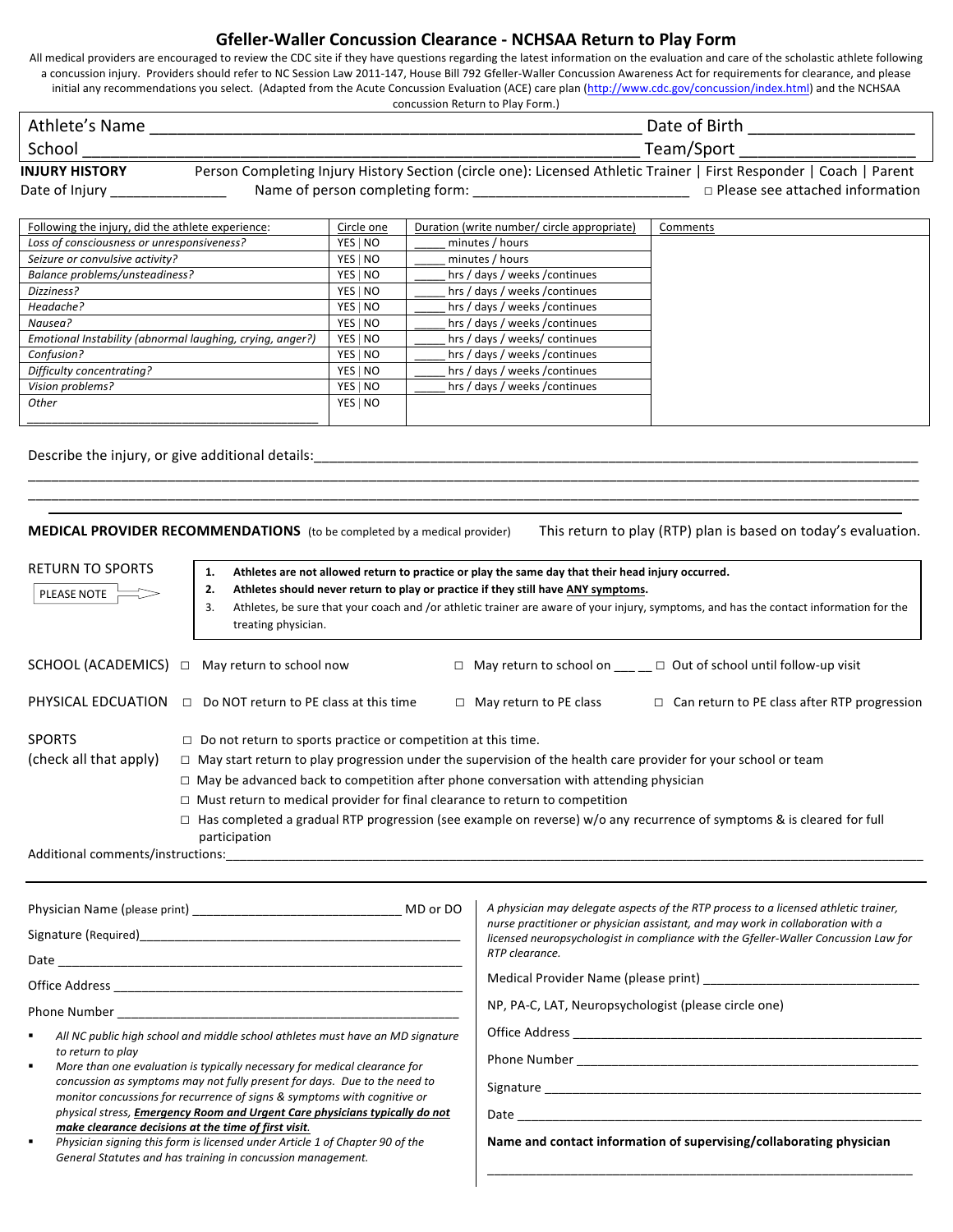# Gfeller-Waller Concussion Clearance - NCHSAA Return to Play Form

All medical providers are encouraged to review the CDC site if they have questions regarding the latest information on the evaluation and care of the scholastic athlete following a concussion injury. Providers should refer to NC Session Law 2011-147, House Bill 792 Gfeller-Waller Concussion Awareness Act for requirements for clearance, and please initial any recommendations you select. (Adapted from the Acute Concussion Evaluation (ACE) care plan (http://www.cdc.gov/concussion/index.html) and the NCHSAA concussion Return to Play Form.)

| | |
|---|---|
| Athlete's Name ______________________________ | Date of Birth __________________ |
| School ______________________________ | Team/Sport __________________ |

**INJURY HISTORY** Person Completing Injury History Section (circle one): Licensed Athletic Trainer | First Responder | Coach | Parent

Date of Injury _______________ Name of person completing form: ____________________________ □ Please see attached information

| Following the injury, did the athlete experience: | Circle one | Duration (write number/ circle appropriate) | Comments |
|---|---|---|---|
| *Loss of consciousness or unresponsiveness?* | YES \| NO | _____ minutes / hours | |
| *Seizure or convulsive activity?* | YES \| NO | _____ minutes / hours | |
| *Balance problems/unsteadiness?* | YES \| NO | _____ hrs / days / weeks /continues | |
| *Dizziness?* | YES \| NO | _____ hrs / days / weeks /continues | |
| *Headache?* | YES \| NO | _____ hrs / days / weeks /continues | |
| *Nausea?* | YES \| NO | _____ hrs / days / weeks /continues | |
| *Emotional Instability (abnormal laughing, crying, anger?)* | YES \| NO | _____ hrs / days / weeks/ continues | |
| *Confusion?* | YES \| NO | _____ hrs / days / weeks /continues | |
| *Difficulty concentrating?* | YES \| NO | _____ hrs / days / weeks /continues | |
| *Vision problems?* | YES \| NO | _____ hrs / days / weeks /continues | |
| *Other* ______________________________ | YES \| NO | | |

Describe the injury, or give additional details:______________________________________________________________________________

______________________________________________________________________________

______________________________________________________________________________

**MEDICAL PROVIDER RECOMMENDATIONS** (to be completed by a medical provider) This return to play (RTP) plan is based on today's evaluation.

RETURN TO SPORTS

PLEASE NOTE

1. **Athletes are not allowed return to practice or play the same day that their head injury occurred.**
2. **Athletes should never return to play or practice if they still have ANY symptoms.**
3. Athletes, be sure that your coach and /or athletic trainer are aware of your injury, symptoms, and has the contact information for the treating physician.

SCHOOL (ACADEMICS) □ May return to school now □ May return to school on ___ __ □ Out of school until follow-up visit

PHYSICAL EDCUATION □ Do NOT return to PE class at this time □ May return to PE class □ Can return to PE class after RTP progression

SPORTS (check all that apply)

- □ Do not return to sports practice or competition at this time.
- □ May start return to play progression under the supervision of the health care provider for your school or team
- □ May be advanced back to competition after phone conversation with attending physician
- □ Must return to medical provider for final clearance to return to competition
- □ Has completed a gradual RTP progression (see example on reverse) w/o any recurrence of symptoms & is cleared for full participation

Additional comments/instructions:______________________________________________________________________________

Physician Name (please print) ______________________________ MD or DO

Signature (Required)______________________________

Date ______________________________

Office Address ______________________________

Phone Number ______________________________

- *All NC public high school and middle school athletes must have an MD signature to return to play*
- *More than one evaluation is typically necessary for medical clearance for concussion as symptoms may not fully present for days. Due to the need to monitor concussions for recurrence of signs & symptoms with cognitive or physical stress,* ***Emergency Room and Urgent Care physicians typically do not make clearance decisions at the time of first visit****.*
- *Physician signing this form is licensed under Article 1 of Chapter 90 of the General Statutes and has training in concussion management.*

*A physician may delegate aspects of the RTP process to a licensed athletic trainer, nurse practitioner or physician assistant, and may work in collaboration with a licensed neuropsychologist in compliance with the Gfeller-Waller Concussion Law for RTP clearance.*

Medical Provider Name (please print) ______________________________

NP, PA-C, LAT, Neuropsychologist (please circle one)

Office Address ______________________________

Phone Number ______________________________

Signature ______________________________

Date ______________________________

**Name and contact information of supervising/collaborating physician**

______________________________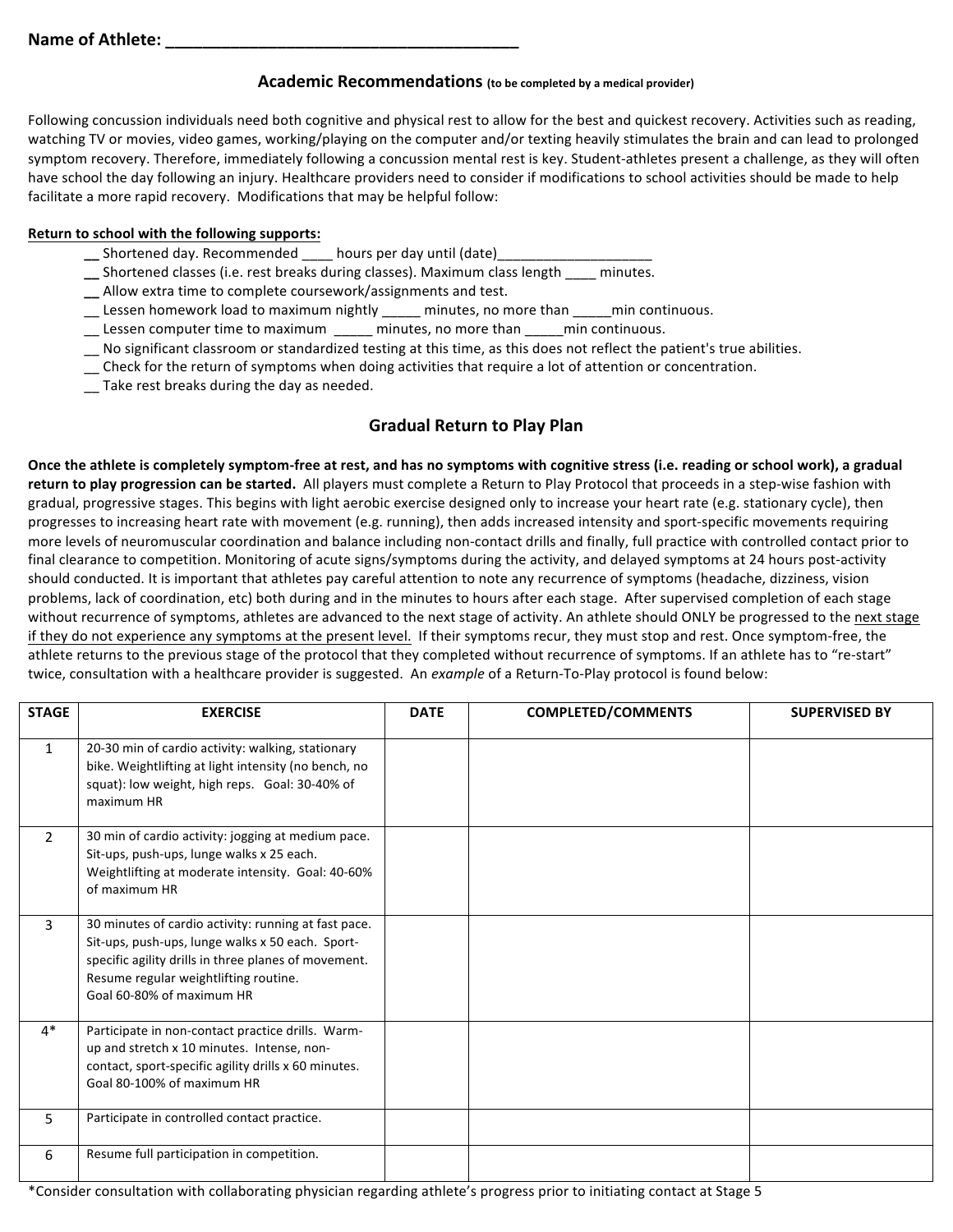Name of Athlete: ________________________________________

## Academic Recommendations (to be completed by a medical provider)

Following concussion individuals need both cognitive and physical rest to allow for the best and quickest recovery. Activities such as reading, watching TV or movies, video games, working/playing on the computer and/or texting heavily stimulates the brain and can lead to prolonged symptom recovery. Therefore, immediately following a concussion mental rest is key. Student-athletes present a challenge, as they will often have school the day following an injury. Healthcare providers need to consider if modifications to school activities should be made to help facilitate a more rapid recovery. Modifications that may be helpful follow:

**Return to school with the following supports:**

- __ Shortened day. Recommended ____ hours per day until (date)____________________
- __ Shortened classes (i.e. rest breaks during classes). Maximum class length ____ minutes.
- __ Allow extra time to complete coursework/assignments and test.
- __ Lessen homework load to maximum nightly _____ minutes, no more than _____min continuous.
- __ Lessen computer time to maximum _____ minutes, no more than _____min continuous.
- __ No significant classroom or standardized testing at this time, as this does not reflect the patient's true abilities.
- __ Check for the return of symptoms when doing activities that require a lot of attention or concentration.
- __ Take rest breaks during the day as needed.

## Gradual Return to Play Plan

**Once the athlete is completely symptom-free at rest, and has no symptoms with cognitive stress (i.e. reading or school work), a gradual return to play progression can be started.** All players must complete a Return to Play Protocol that proceeds in a step-wise fashion with gradual, progressive stages. This begins with light aerobic exercise designed only to increase your heart rate (e.g. stationary cycle), then progresses to increasing heart rate with movement (e.g. running), then adds increased intensity and sport-specific movements requiring more levels of neuromuscular coordination and balance including non-contact drills and finally, full practice with controlled contact prior to final clearance to competition. Monitoring of acute signs/symptoms during the activity, and delayed symptoms at 24 hours post-activity should conducted. It is important that athletes pay careful attention to note any recurrence of symptoms (headache, dizziness, vision problems, lack of coordination, etc) both during and in the minutes to hours after each stage. After supervised completion of each stage without recurrence of symptoms, athletes are advanced to the next stage of activity. An athlete should ONLY be progressed to the next stage if they do not experience any symptoms at the present level. If their symptoms recur, they must stop and rest. Once symptom-free, the athlete returns to the previous stage of the protocol that they completed without recurrence of symptoms. If an athlete has to "re-start" twice, consultation with a healthcare provider is suggested. An *example* of a Return-To-Play protocol is found below:

| STAGE | EXERCISE | DATE | COMPLETED/COMMENTS | SUPERVISED BY |
|---|---|---|---|---|
| 1 | 20-30 min of cardio activity: walking, stationary bike. Weightlifting at light intensity (no bench, no squat): low weight, high reps. Goal: 30-40% of maximum HR | | | |
| 2 | 30 min of cardio activity: jogging at medium pace. Sit-ups, push-ups, lunge walks x 25 each. Weightlifting at moderate intensity. Goal: 40-60% of maximum HR | | | |
| 3 | 30 minutes of cardio activity: running at fast pace. Sit-ups, push-ups, lunge walks x 50 each. Sport-specific agility drills in three planes of movement. Resume regular weightlifting routine. Goal 60-80% of maximum HR | | | |
| 4* | Participate in non-contact practice drills. Warm-up and stretch x 10 minutes. Intense, non-contact, sport-specific agility drills x 60 minutes. Goal 80-100% of maximum HR | | | |
| 5 | Participate in controlled contact practice. | | | |
| 6 | Resume full participation in competition. | | | |

*Consider consultation with collaborating physician regarding athlete's progress prior to initiating contact at Stage 5